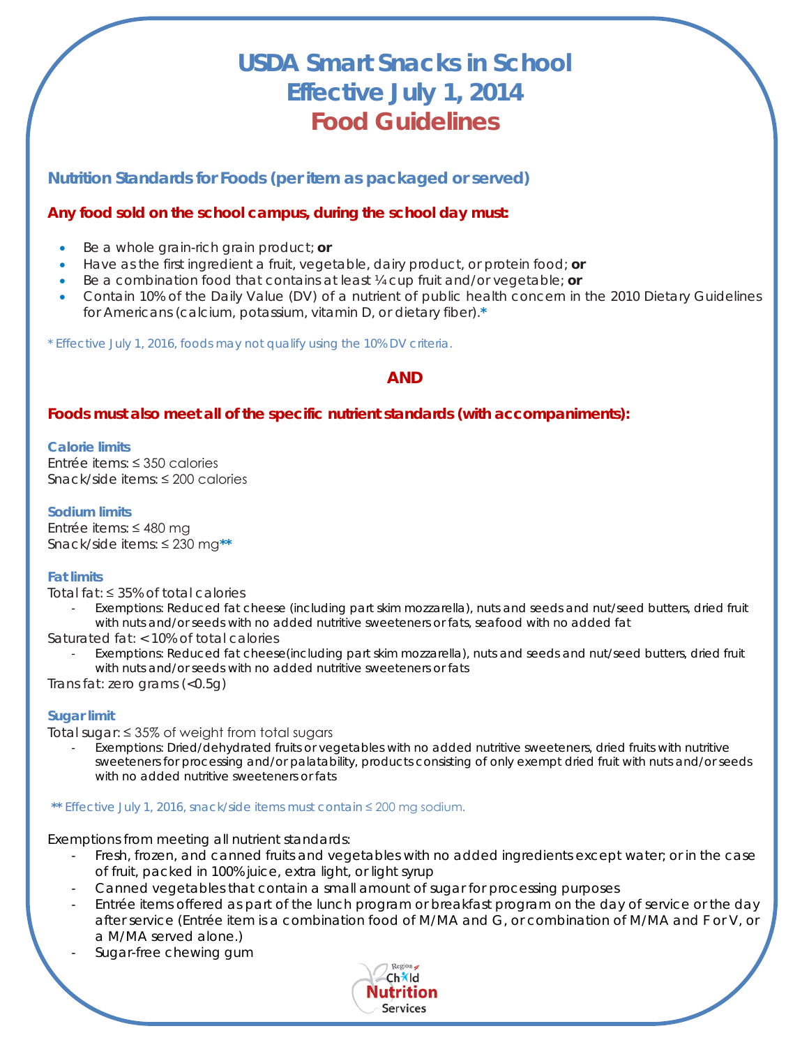# USDA Smart Snacks in School
# Effective July 1, 2014
# Food Guidelines

## Nutrition Standards for Foods (per item as packaged or served)

### Any food sold on the school campus, during the school day must:

- Be a whole grain-rich grain product; **or**
- Have as the first ingredient a fruit, vegetable, dairy product, or protein food; **or**
- Be a combination food that contains at least ¼ cup fruit and/or vegetable; **or**
- Contain 10% of the Daily Value (DV) of a nutrient of public health concern in the 2010 Dietary Guidelines for Americans (calcium, potassium, vitamin D, or dietary fiber).*

*\* Effective July 1, 2016, foods may not qualify using the 10% DV criteria.*

**AND**

### Foods must also meet all of the specific nutrient standards (with accompaniments):

**Calorie limits**
Entrée items: ≤ 350 calories
Snack/side items: ≤ 200 calories

**Sodium limits**
Entrée items: ≤ 480 mg
Snack/side items: ≤ 230 mg**

**Fat limits**
Total fat: ≤ 35% of total calories
- Exemptions: Reduced fat cheese (including part skim mozzarella), nuts and seeds and nut/seed butters, dried fruit with nuts and/or seeds with no added nutritive sweeteners or fats, seafood with no added fat

Saturated fat: < 10% of total calories
- Exemptions: Reduced fat cheese(including part skim mozzarella), nuts and seeds and nut/seed butters, dried fruit with nuts and/or seeds with no added nutritive sweeteners or fats

Trans fat: zero grams (<0.5g)

**Sugar limit**
Total sugar: ≤ 35% of weight from total sugars
- Exemptions: Dried/dehydrated fruits or vegetables with no added nutritive sweeteners, dried fruits with nutritive sweeteners for processing and/or palatability, products consisting of only exempt dried fruit with nuts and/or seeds with no added nutritive sweeteners or fats

*\*\* Effective July 1, 2016, snack/side items must contain ≤ 200 mg sodium.*

Exemptions from meeting all nutrient standards:
- Fresh, frozen, and canned fruits and vegetables with no added ingredients except water; or in the case of fruit, packed in 100% juice, extra light, or light syrup
- Canned vegetables that contain a small amount of sugar for processing purposes
- Entrée items offered as part of the lunch program or breakfast program on the day of service or the day after service (Entrée item is a combination food of M/MA and G, or combination of M/MA and F or V, or a M/MA served alone.)
- Sugar-free chewing gum

Region Child Nutrition Services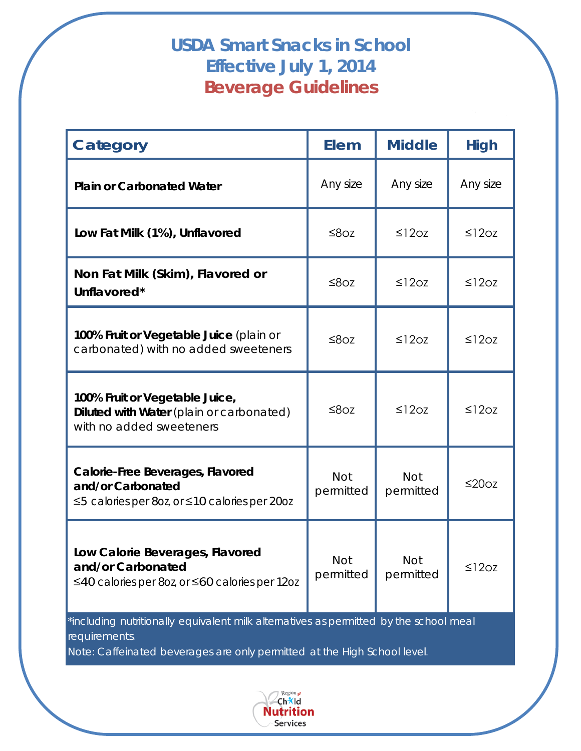# USDA Smart Snacks in School
# Effective July 1, 2014
## Beverage Guidelines

| Category | Elem | Middle | High |
|---|---|---|---|
| **Plain or Carbonated Water** | Any size | Any size | Any size |
| **Low Fat Milk (1%), Unflavored** | ≤8oz | ≤12oz | ≤12oz |
| **Non Fat Milk (Skim), Flavored or Unflavored*** | ≤8oz | ≤12oz | ≤12oz |
| **100% Fruit or Vegetable Juice** (plain or carbonated) with no added sweeteners | ≤8oz | ≤12oz | ≤12oz |
| **100% Fruit or Vegetable Juice, Diluted with Water** (plain or carbonated) with no added sweeteners | ≤8oz | ≤12oz | ≤12oz |
| **Calorie-Free Beverages, Flavored and/or Carbonated** ≤5 calories per 8oz, or ≤10 calories per 20oz | Not permitted | Not permitted | ≤20oz |
| **Low Calorie Beverages, Flavored and/or Carbonated** ≤40 calories per 8oz, or ≤60 calories per 12oz | Not permitted | Not permitted | ≤12oz |

*including nutritionally equivalent milk alternatives as permitted by the school meal requirements.

Note: Caffeinated beverages are only permitted at the High School level.

Region Child Nutrition Services